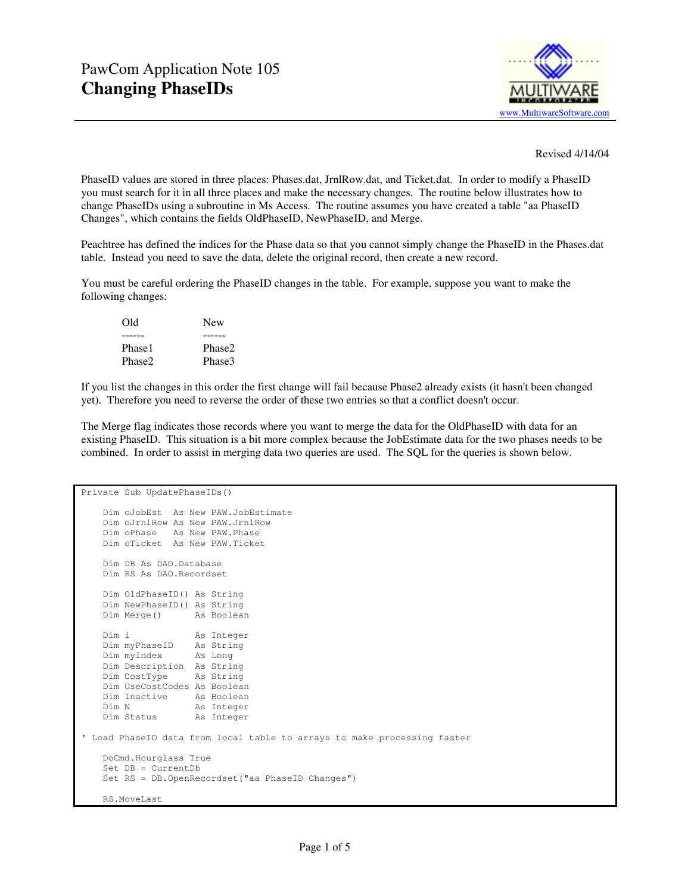# PawCom Application Note 105

# Changing PhaseIDs

www.MultiwareSoftware.com

Revised 4/14/04

PhaseID values are stored in three places: Phases.dat, JrnlRow.dat, and Ticket.dat. In order to modify a PhaseID you must search for it in all three places and make the necessary changes. The routine below illustrates how to change PhaseIDs using a subroutine in Ms Access. The routine assumes you have created a table "aa PhaseID Changes", which contains the fields OldPhaseID, NewPhaseID, and Merge.

Peachtree has defined the indices for the Phase data so that you cannot simply change the PhaseID in the Phases.dat table. Instead you need to save the data, delete the original record, then create a new record.

You must be careful ordering the PhaseID changes in the table. For example, suppose you want to make the following changes:

| Old | New |
|---|---|
| Phase1 | Phase2 |
| Phase2 | Phase3 |

If you list the changes in this order the first change will fail because Phase2 already exists (it hasn't been changed yet). Therefore you need to reverse the order of these two entries so that a conflict doesn't occur.

The Merge flag indicates those records where you want to merge the data for the OldPhaseID with data for an existing PhaseID. This situation is a bit more complex because the JobEstimate data for the two phases needs to be combined. In order to assist in merging data two queries are used. The SQL for the queries is shown below.

```
Private Sub UpdatePhaseIDs()

    Dim oJobEst   As New PAW.JobEstimate
    Dim oJrnlRow As New PAW.JrnlRow
    Dim oPhase    As New PAW.Phase
    Dim oTicket   As New PAW.Ticket

    Dim DB As DAO.Database
    Dim RS As DAO.Recordset

    Dim OldPhaseID() As String
    Dim NewPhaseID() As String
    Dim Merge()      As Boolean

    Dim i            As Integer
    Dim myPhaseID    As String
    Dim myIndex      As Long
    Dim Description  As String
    Dim CostType     As String
    Dim UseCostCodes As Boolean
    Dim Inactive     As Boolean
    Dim N            As Integer
    Dim Status       As Integer

' Load PhaseID data from local table to arrays to make processing faster

    DoCmd.Hourglass True
    Set DB = CurrentDb
    Set RS = DB.OpenRecordset("aa PhaseID Changes")

    RS.MoveLast
```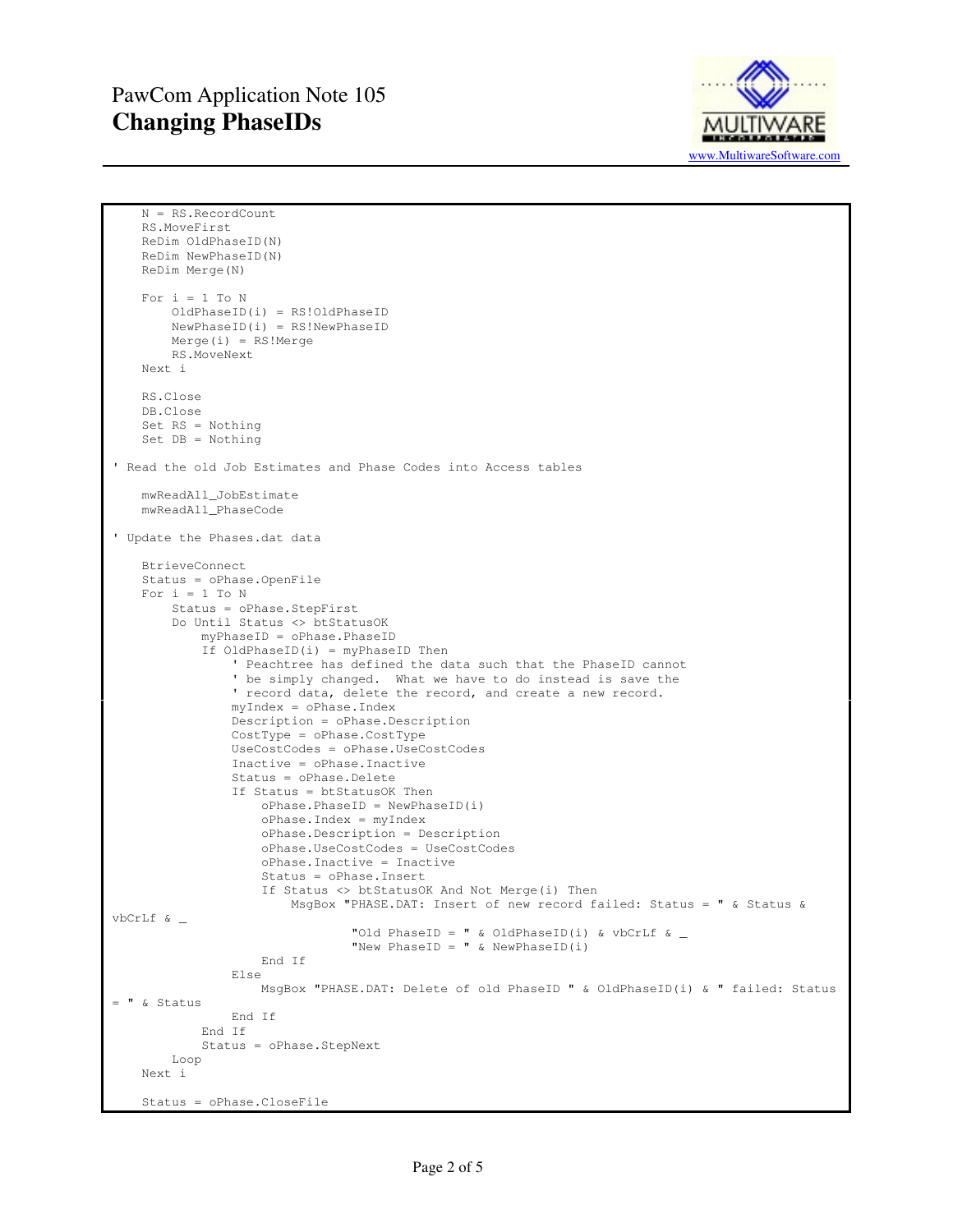```
    N = RS.RecordCount
    RS.MoveFirst
    ReDim OldPhaseID(N)
    ReDim NewPhaseID(N)
    ReDim Merge(N)

    For i = 1 To N
        OldPhaseID(i) = RS!OldPhaseID
        NewPhaseID(i) = RS!NewPhaseID
        Merge(i) = RS!Merge
        RS.MoveNext
    Next i

    RS.Close
    DB.Close
    Set RS = Nothing
    Set DB = Nothing

' Read the old Job Estimates and Phase Codes into Access tables

    mwReadAll_JobEstimate
    mwReadAll_PhaseCode

' Update the Phases.dat data

    BtrieveConnect
    Status = oPhase.OpenFile
    For i = 1 To N
        Status = oPhase.StepFirst
        Do Until Status <> btStatusOK
            myPhaseID = oPhase.PhaseID
            If OldPhaseID(i) = myPhaseID Then
                ' Peachtree has defined the data such that the PhaseID cannot
                ' be simply changed.  What we have to do instead is save the
                ' record data, delete the record, and create a new record.
                myIndex = oPhase.Index
                Description = oPhase.Description
                CostType = oPhase.CostType
                UseCostCodes = oPhase.UseCostCodes
                Inactive = oPhase.Inactive
                Status = oPhase.Delete
                If Status = btStatusOK Then
                    oPhase.PhaseID = NewPhaseID(i)
                    oPhase.Index = myIndex
                    oPhase.Description = Description
                    oPhase.UseCostCodes = UseCostCodes
                    oPhase.Inactive = Inactive
                    Status = oPhase.Insert
                    If Status <> btStatusOK And Not Merge(i) Then
                        MsgBox "PHASE.DAT: Insert of new record failed: Status = " & Status &
vbCrLf & _
                                "Old PhaseID = " & OldPhaseID(i) & vbCrLf & _
                                "New PhaseID = " & NewPhaseID(i)
                    End If
                Else
                    MsgBox "PHASE.DAT: Delete of old PhaseID " & OldPhaseID(i) & " failed: Status
= " & Status
                End If
            End If
            Status = oPhase.StepNext
        Loop
    Next i

    Status = oPhase.CloseFile
```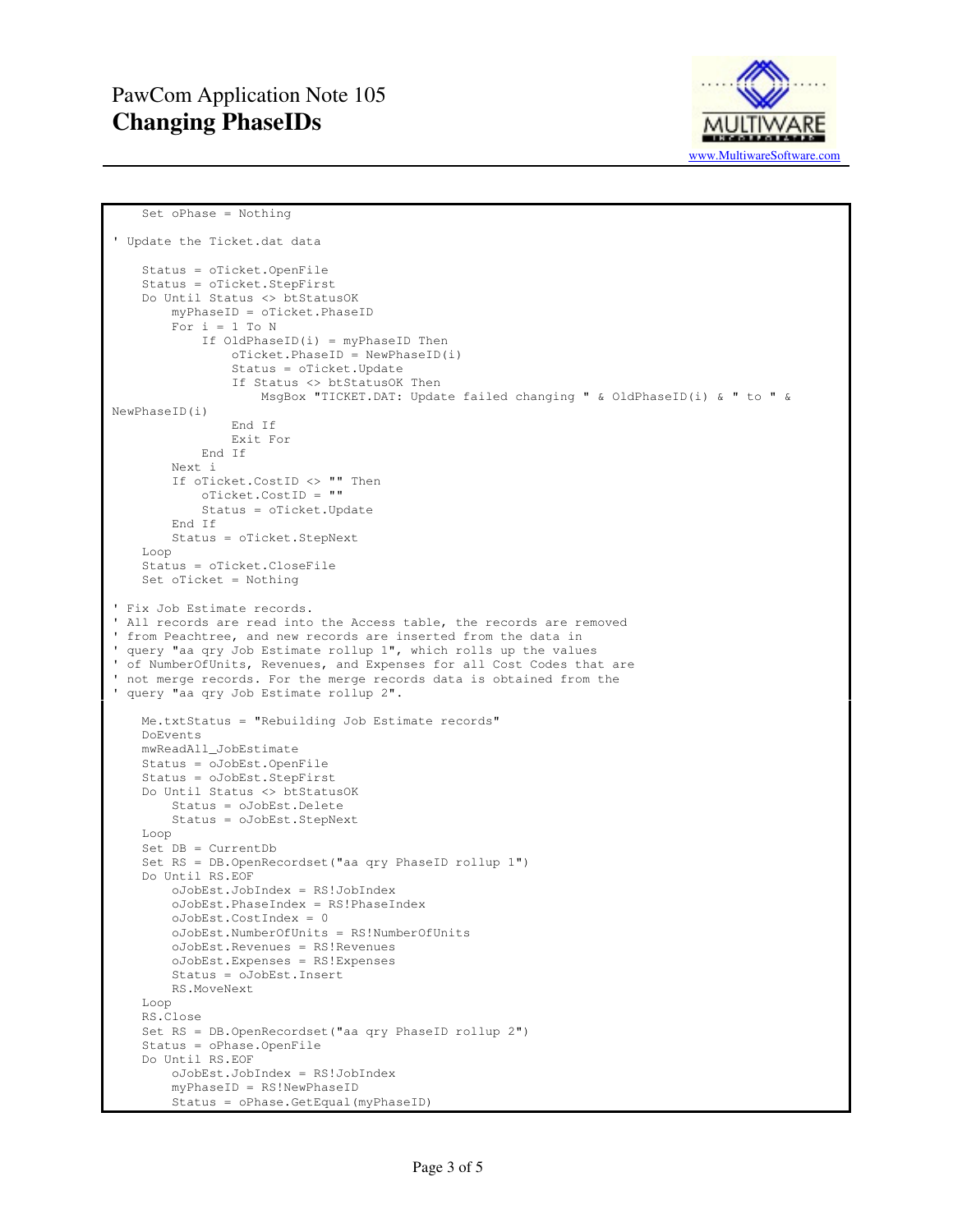```
    Set oPhase = Nothing

' Update the Ticket.dat data

    Status = oTicket.OpenFile
    Status = oTicket.StepFirst
    Do Until Status <> btStatusOK
        myPhaseID = oTicket.PhaseID
        For i = 1 To N
            If OldPhaseID(i) = myPhaseID Then
                oTicket.PhaseID = NewPhaseID(i)
                Status = oTicket.Update
                If Status <> btStatusOK Then
                    MsgBox "TICKET.DAT: Update failed changing " & OldPhaseID(i) & " to " &
NewPhaseID(i)
                End If
                Exit For
            End If
        Next i
        If oTicket.CostID <> "" Then
            oTicket.CostID = ""
            Status = oTicket.Update
        End If
        Status = oTicket.StepNext
    Loop
    Status = oTicket.CloseFile
    Set oTicket = Nothing

' Fix Job Estimate records.
' All records are read into the Access table, the records are removed
' from Peachtree, and new records are inserted from the data in
' query "aa qry Job Estimate rollup 1", which rolls up the values
' of NumberOfUnits, Revenues, and Expenses for all Cost Codes that are
' not merge records. For the merge records data is obtained from the
' query "aa qry Job Estimate rollup 2".

    Me.txtStatus = "Rebuilding Job Estimate records"
    DoEvents
    mwReadAll_JobEstimate
    Status = oJobEst.OpenFile
    Status = oJobEst.StepFirst
    Do Until Status <> btStatusOK
        Status = oJobEst.Delete
        Status = oJobEst.StepNext
    Loop
    Set DB = CurrentDb
    Set RS = DB.OpenRecordset("aa qry PhaseID rollup 1")
    Do Until RS.EOF
        oJobEst.JobIndex = RS!JobIndex
        oJobEst.PhaseIndex = RS!PhaseIndex
        oJobEst.CostIndex = 0
        oJobEst.NumberOfUnits = RS!NumberOfUnits
        oJobEst.Revenues = RS!Revenues
        oJobEst.Expenses = RS!Expenses
        Status = oJobEst.Insert
        RS.MoveNext
    Loop
    RS.Close
    Set RS = DB.OpenRecordset("aa qry PhaseID rollup 2")
    Status = oPhase.OpenFile
    Do Until RS.EOF
        oJobEst.JobIndex = RS!JobIndex
        myPhaseID = RS!NewPhaseID
        Status = oPhase.GetEqual(myPhaseID)
```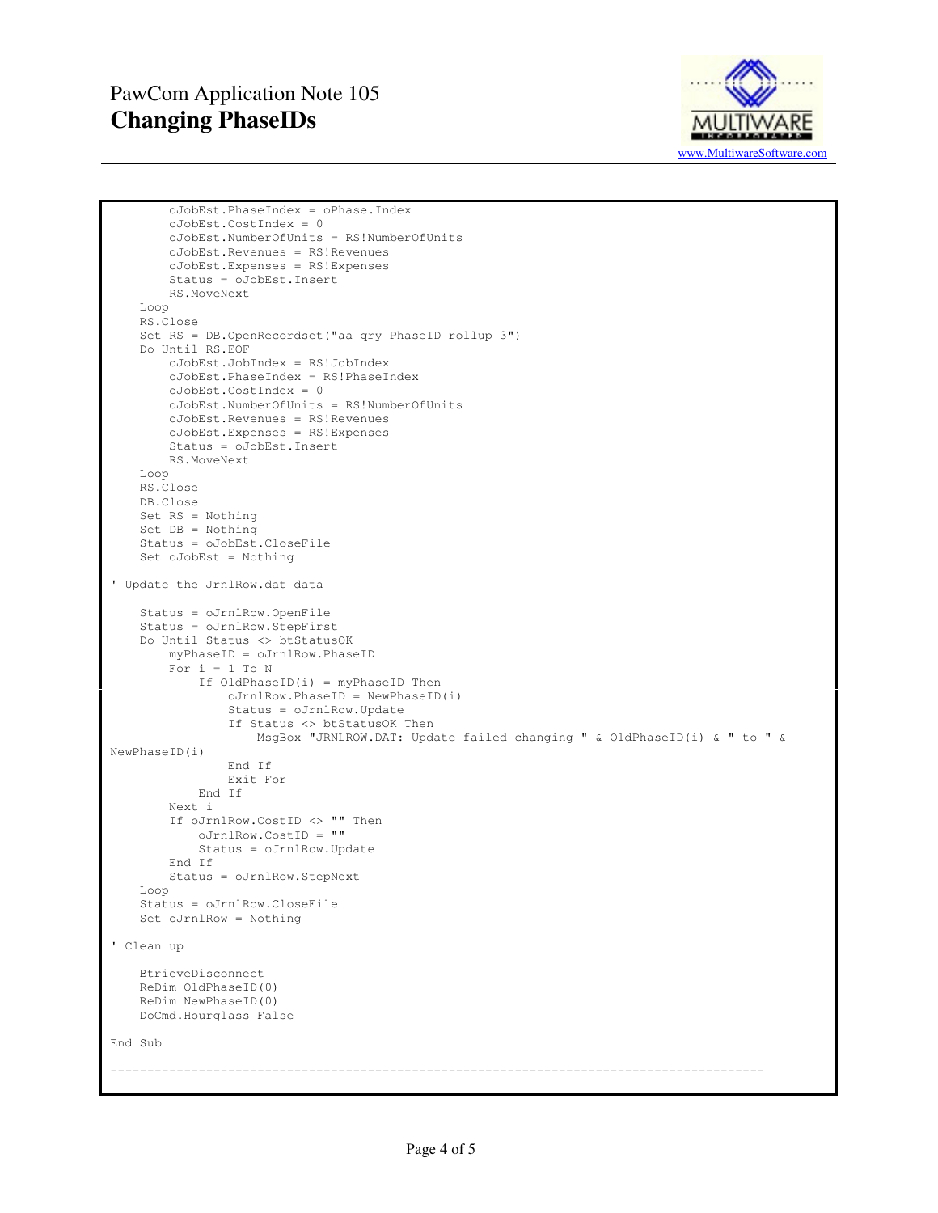```
        oJobEst.PhaseIndex = oPhase.Index
        oJobEst.CostIndex = 0
        oJobEst.NumberOfUnits = RS!NumberOfUnits
        oJobEst.Revenues = RS!Revenues
        oJobEst.Expenses = RS!Expenses
        Status = oJobEst.Insert
        RS.MoveNext
    Loop
    RS.Close
    Set RS = DB.OpenRecordset("aa qry PhaseID rollup 3")
    Do Until RS.EOF
        oJobEst.JobIndex = RS!JobIndex
        oJobEst.PhaseIndex = RS!PhaseIndex
        oJobEst.CostIndex = 0
        oJobEst.NumberOfUnits = RS!NumberOfUnits
        oJobEst.Revenues = RS!Revenues
        oJobEst.Expenses = RS!Expenses
        Status = oJobEst.Insert
        RS.MoveNext
    Loop
    RS.Close
    DB.Close
    Set RS = Nothing
    Set DB = Nothing
    Status = oJobEst.CloseFile
    Set oJobEst = Nothing

' Update the JrnlRow.dat data

    Status = oJrnlRow.OpenFile
    Status = oJrnlRow.StepFirst
    Do Until Status <> btStatusOK
        myPhaseID = oJrnlRow.PhaseID
        For i = 1 To N
            If OldPhaseID(i) = myPhaseID Then
                oJrnlRow.PhaseID = NewPhaseID(i)
                Status = oJrnlRow.Update
                If Status <> btStatusOK Then
                    MsgBox "JRNLROW.DAT: Update failed changing " & OldPhaseID(i) & " to " &
NewPhaseID(i)
                End If
                Exit For
            End If
        Next i
        If oJrnlRow.CostID <> "" Then
            oJrnlRow.CostID = ""
            Status = oJrnlRow.Update
        End If
        Status = oJrnlRow.StepNext
    Loop
    Status = oJrnlRow.CloseFile
    Set oJrnlRow = Nothing

' Clean up

    BtrieveDisconnect
    ReDim OldPhaseID(0)
    ReDim NewPhaseID(0)
    DoCmd.Hourglass False

End Sub

-----------------------------------------------------------------------------------------
```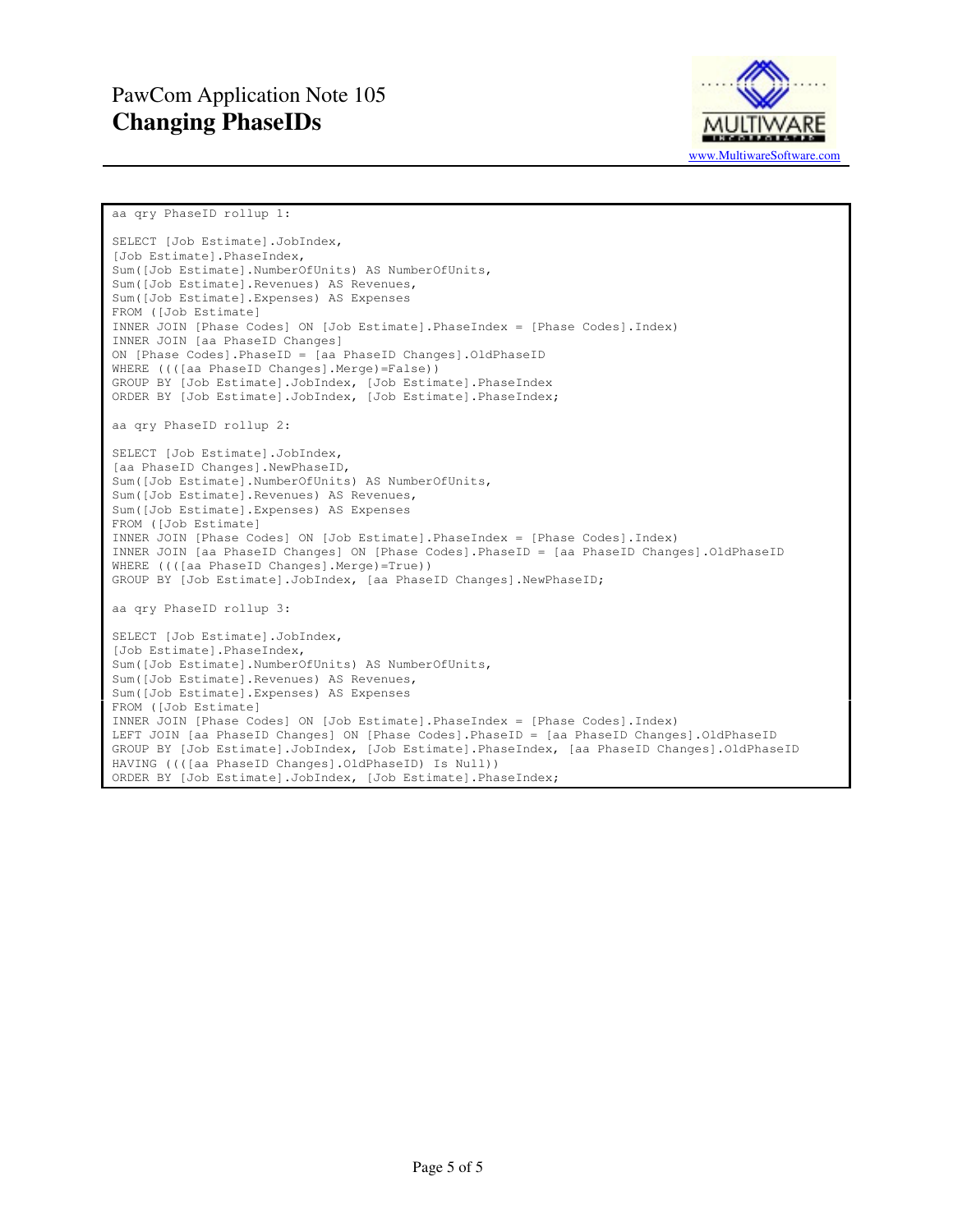```
aa qry PhaseID rollup 1:

SELECT [Job Estimate].JobIndex,
[Job Estimate].PhaseIndex,
Sum([Job Estimate].NumberOfUnits) AS NumberOfUnits,
Sum([Job Estimate].Revenues) AS Revenues,
Sum([Job Estimate].Expenses) AS Expenses
FROM ([Job Estimate]
INNER JOIN [Phase Codes] ON [Job Estimate].PhaseIndex = [Phase Codes].Index)
INNER JOIN [aa PhaseID Changes]
ON [Phase Codes].PhaseID = [aa PhaseID Changes].OldPhaseID
WHERE ((([aa PhaseID Changes].Merge)=False))
GROUP BY [Job Estimate].JobIndex, [Job Estimate].PhaseIndex
ORDER BY [Job Estimate].JobIndex, [Job Estimate].PhaseIndex;

aa qry PhaseID rollup 2:

SELECT [Job Estimate].JobIndex,
[aa PhaseID Changes].NewPhaseID,
Sum([Job Estimate].NumberOfUnits) AS NumberOfUnits,
Sum([Job Estimate].Revenues) AS Revenues,
Sum([Job Estimate].Expenses) AS Expenses
FROM ([Job Estimate]
INNER JOIN [Phase Codes] ON [Job Estimate].PhaseIndex = [Phase Codes].Index)
INNER JOIN [aa PhaseID Changes] ON [Phase Codes].PhaseID = [aa PhaseID Changes].OldPhaseID
WHERE ((([aa PhaseID Changes].Merge)=True))
GROUP BY [Job Estimate].JobIndex, [aa PhaseID Changes].NewPhaseID;

aa qry PhaseID rollup 3:

SELECT [Job Estimate].JobIndex,
[Job Estimate].PhaseIndex,
Sum([Job Estimate].NumberOfUnits) AS NumberOfUnits,
Sum([Job Estimate].Revenues) AS Revenues,
Sum([Job Estimate].Expenses) AS Expenses
FROM ([Job Estimate]
INNER JOIN [Phase Codes] ON [Job Estimate].PhaseIndex = [Phase Codes].Index)
LEFT JOIN [aa PhaseID Changes] ON [Phase Codes].PhaseID = [aa PhaseID Changes].OldPhaseID
GROUP BY [Job Estimate].JobIndex, [Job Estimate].PhaseIndex, [aa PhaseID Changes].OldPhaseID
HAVING ((([aa PhaseID Changes].OldPhaseID) Is Null))
ORDER BY [Job Estimate].JobIndex, [Job Estimate].PhaseIndex;
```